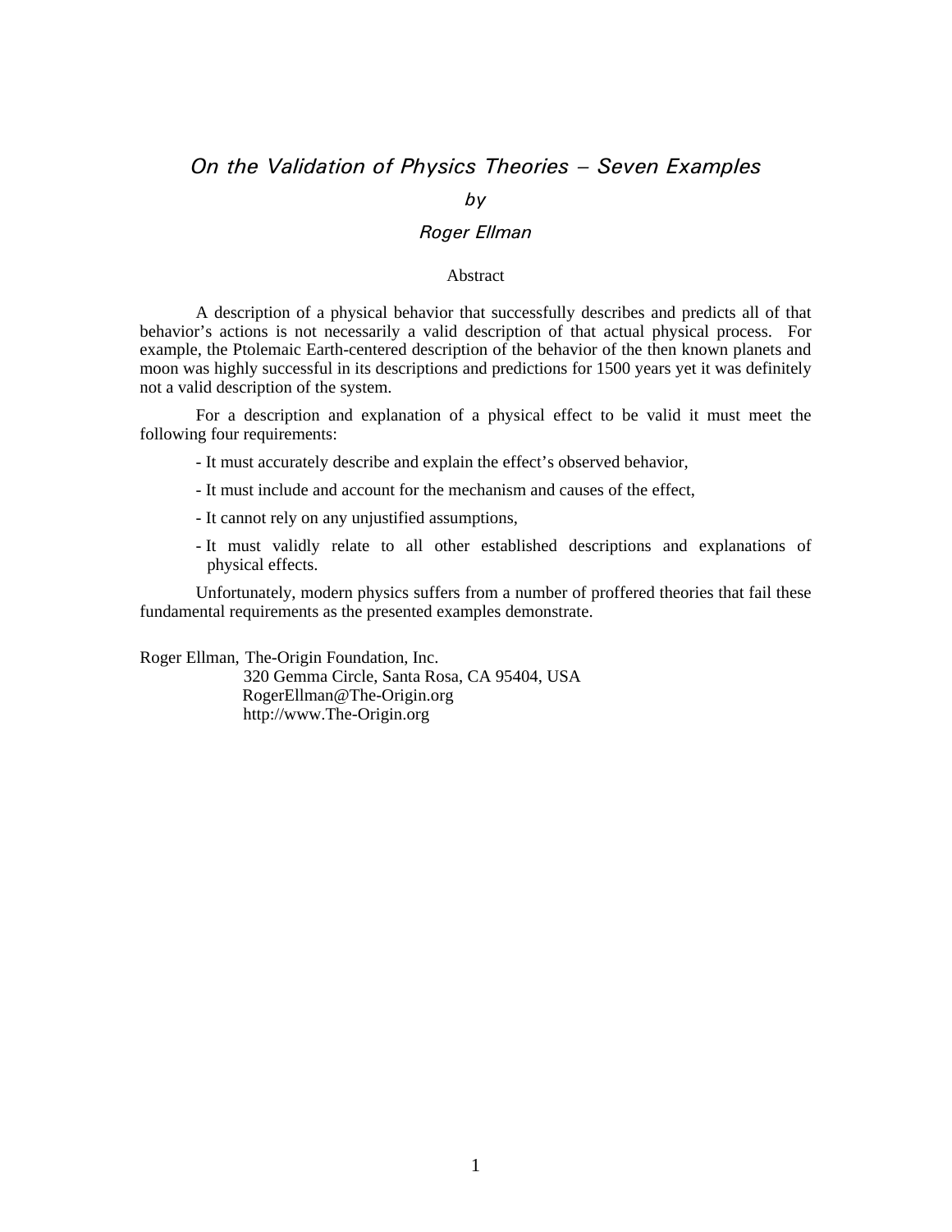# *On the Validation of Physics Theories – Seven Examples*

*by*

*Roger Ellman*

## Abstract

A description of a physical behavior that successfully describes and predicts all of that behavior's actions is not necessarily a valid description of that actual physical process. For example, the Ptolemaic Earth-centered description of the behavior of the then known planets and moon was highly successful in its descriptions and predictions for 1500 years yet it was definitely not a valid description of the system.

For a description and explanation of a physical effect to be valid it must meet the following four requirements:

- It must accurately describe and explain the effect's observed behavior,
- It must include and account for the mechanism and causes of the effect,
- It cannot rely on any unjustified assumptions,
- It must validly relate to all other established descriptions and explanations of physical effects.

Unfortunately, modern physics suffers from a number of proffered theories that fail these fundamental requirements as the presented examples demonstrate.

Roger Ellman, The-Origin Foundation, Inc.
320 Gemma Circle, Santa Rosa, CA 95404, USA
RogerEllman@The-Origin.org
http://www.The-Origin.org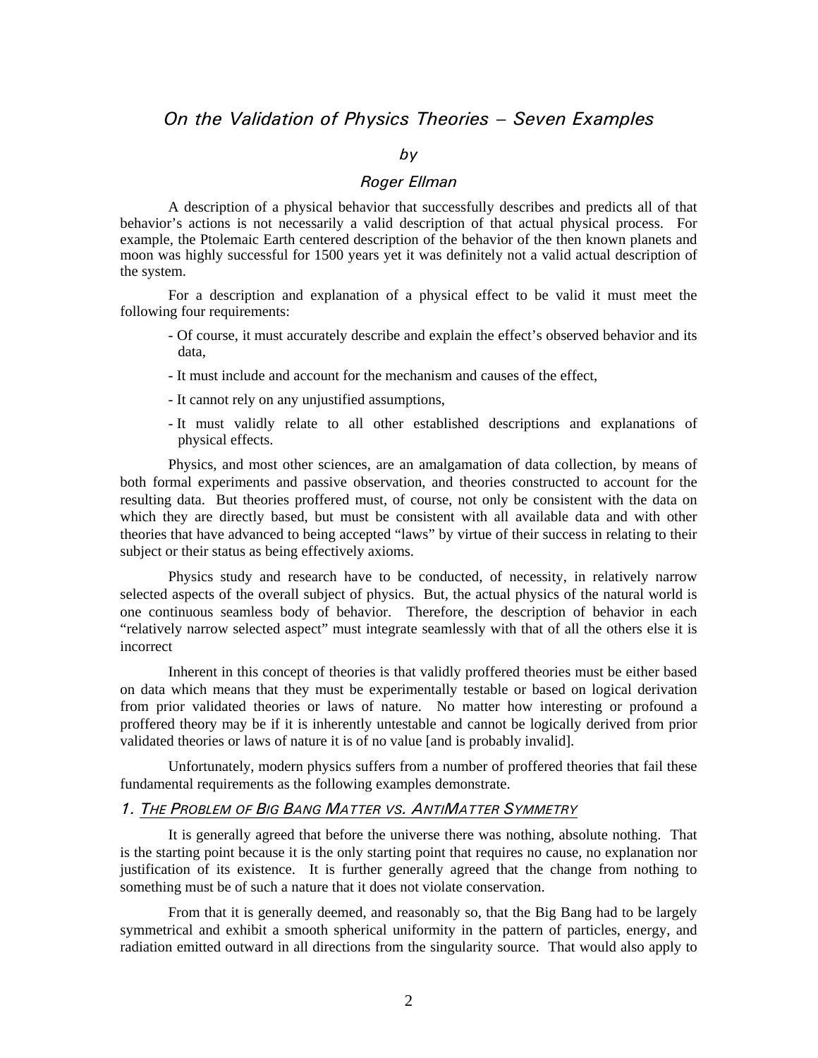# *On the Validation of Physics Theories – Seven Examples*

*by*

*Roger Ellman*

A description of a physical behavior that successfully describes and predicts all of that behavior's actions is not necessarily a valid description of that actual physical process. For example, the Ptolemaic Earth centered description of the behavior of the then known planets and moon was highly successful for 1500 years yet it was definitely not a valid actual description of the system.

For a description and explanation of a physical effect to be valid it must meet the following four requirements:

- Of course, it must accurately describe and explain the effect's observed behavior and its data,
- It must include and account for the mechanism and causes of the effect,
- It cannot rely on any unjustified assumptions,
- It must validly relate to all other established descriptions and explanations of physical effects.

Physics, and most other sciences, are an amalgamation of data collection, by means of both formal experiments and passive observation, and theories constructed to account for the resulting data. But theories proffered must, of course, not only be consistent with the data on which they are directly based, but must be consistent with all available data and with other theories that have advanced to being accepted "laws" by virtue of their success in relating to their subject or their status as being effectively axioms.

Physics study and research have to be conducted, of necessity, in relatively narrow selected aspects of the overall subject of physics. But, the actual physics of the natural world is one continuous seamless body of behavior. Therefore, the description of behavior in each "relatively narrow selected aspect" must integrate seamlessly with that of all the others else it is incorrect

Inherent in this concept of theories is that validly proffered theories must be either based on data which means that they must be experimentally testable or based on logical derivation from prior validated theories or laws of nature. No matter how interesting or profound a proffered theory may be if it is inherently untestable and cannot be logically derived from prior validated theories or laws of nature it is of no value [and is probably invalid].

Unfortunately, modern physics suffers from a number of proffered theories that fail these fundamental requirements as the following examples demonstrate.

## *1. The Problem of Big Bang Matter vs. AntiMatter Symmetry*

It is generally agreed that before the universe there was nothing, absolute nothing. That is the starting point because it is the only starting point that requires no cause, no explanation nor justification of its existence. It is further generally agreed that the change from nothing to something must be of such a nature that it does not violate conservation.

From that it is generally deemed, and reasonably so, that the Big Bang had to be largely symmetrical and exhibit a smooth spherical uniformity in the pattern of particles, energy, and radiation emitted outward in all directions from the singularity source. That would also apply to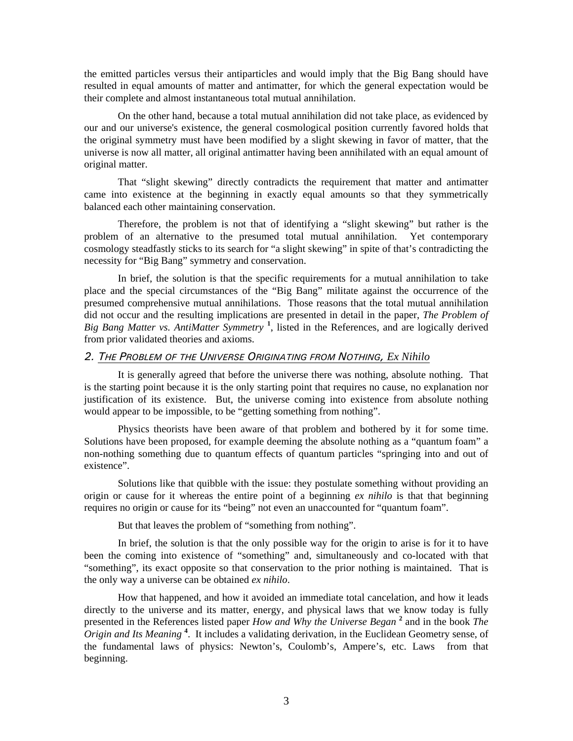the emitted particles versus their antiparticles and would imply that the Big Bang should have resulted in equal amounts of matter and antimatter, for which the general expectation would be their complete and almost instantaneous total mutual annihilation.

On the other hand, because a total mutual annihilation did not take place, as evidenced by our and our universe's existence, the general cosmological position currently favored holds that the original symmetry must have been modified by a slight skewing in favor of matter, that the universe is now all matter, all original antimatter having been annihilated with an equal amount of original matter.

That "slight skewing" directly contradicts the requirement that matter and antimatter came into existence at the beginning in exactly equal amounts so that they symmetrically balanced each other maintaining conservation.

Therefore, the problem is not that of identifying a "slight skewing" but rather is the problem of an alternative to the presumed total mutual annihilation. Yet contemporary cosmology steadfastly sticks to its search for "a slight skewing" in spite of that's contradicting the necessity for "Big Bang" symmetry and conservation.

In brief, the solution is that the specific requirements for a mutual annihilation to take place and the special circumstances of the "Big Bang" militate against the occurrence of the presumed comprehensive mutual annihilations. Those reasons that the total mutual annihilation did not occur and the resulting implications are presented in detail in the paper, *The Problem of Big Bang Matter vs. AntiMatter Symmetry* [1], listed in the References, and are logically derived from prior validated theories and axioms.

## 2. The Problem of the Universe Originating from Nothing, *Ex Nihilo*

It is generally agreed that before the universe there was nothing, absolute nothing. That is the starting point because it is the only starting point that requires no cause, no explanation nor justification of its existence. But, the universe coming into existence from absolute nothing would appear to be impossible, to be "getting something from nothing".

Physics theorists have been aware of that problem and bothered by it for some time. Solutions have been proposed, for example deeming the absolute nothing as a "quantum foam" a non-nothing something due to quantum effects of quantum particles "springing into and out of existence".

Solutions like that quibble with the issue: they postulate something without providing an origin or cause for it whereas the entire point of a beginning *ex nihilo* is that that beginning requires no origin or cause for its "being" not even an unaccounted for "quantum foam".

But that leaves the problem of "something from nothing".

In brief, the solution is that the only possible way for the origin to arise is for it to have been the coming into existence of "something" and, simultaneously and co-located with that "something", its exact opposite so that conservation to the prior nothing is maintained. That is the only way a universe can be obtained *ex nihilo*.

How that happened, and how it avoided an immediate total cancelation, and how it leads directly to the universe and its matter, energy, and physical laws that we know today is fully presented in the References listed paper *How and Why the Universe Began* [2] and in the book *The Origin and Its Meaning* [4]. It includes a validating derivation, in the Euclidean Geometry sense, of the fundamental laws of physics: Newton's, Coulomb's, Ampere's, etc. Laws from that beginning.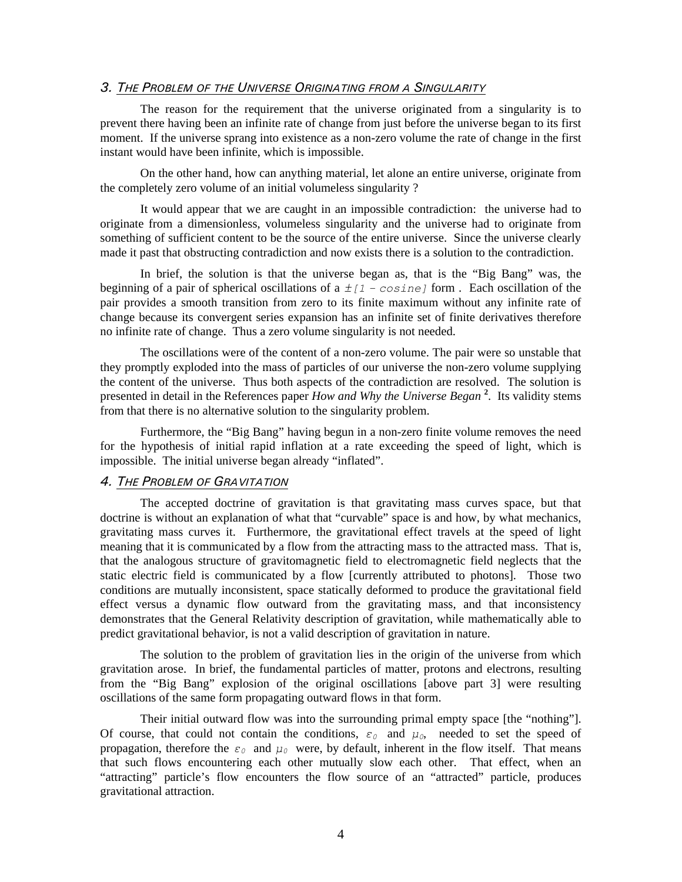### *3. The Problem of the Universe Originating from a Singularity*

The reason for the requirement that the universe originated from a singularity is to prevent there having been an infinite rate of change from just before the universe began to its first moment. If the universe sprang into existence as a non-zero volume the rate of change in the first instant would have been infinite, which is impossible.

On the other hand, how can anything material, let alone an entire universe, originate from the completely zero volume of an initial volumeless singularity ?

It would appear that we are caught in an impossible contradiction: the universe had to originate from a dimensionless, volumeless singularity and the universe had to originate from something of sufficient content to be the source of the entire universe. Since the universe clearly made it past that obstructing contradiction and now exists there is a solution to the contradiction.

In brief, the solution is that the universe began as, that is the "Big Bang" was, the beginning of a pair of spherical oscillations of a $\pm[1 - cosine]$ form . Each oscillation of the pair provides a smooth transition from zero to its finite maximum without any infinite rate of change because its convergent series expansion has an infinite set of finite derivatives therefore no infinite rate of change. Thus a zero volume singularity is not needed.

The oscillations were of the content of a non-zero volume. The pair were so unstable that they promptly exploded into the mass of particles of our universe the non-zero volume supplying the content of the universe. Thus both aspects of the contradiction are resolved. The solution is presented in detail in the References paper *How and Why the Universe Began* [2]. Its validity stems from that there is no alternative solution to the singularity problem.

Furthermore, the "Big Bang" having begun in a non-zero finite volume removes the need for the hypothesis of initial rapid inflation at a rate exceeding the speed of light, which is impossible. The initial universe began already "inflated".

### *4. The Problem of Gravitation*

The accepted doctrine of gravitation is that gravitating mass curves space, but that doctrine is without an explanation of what that "curvable" space is and how, by what mechanics, gravitating mass curves it. Furthermore, the gravitational effect travels at the speed of light meaning that it is communicated by a flow from the attracting mass to the attracted mass. That is, that the analogous structure of gravitomagnetic field to electromagnetic field neglects that the static electric field is communicated by a flow [currently attributed to photons]. Those two conditions are mutually inconsistent, space statically deformed to produce the gravitational field effect versus a dynamic flow outward from the gravitating mass, and that inconsistency demonstrates that the General Relativity description of gravitation, while mathematically able to predict gravitational behavior, is not a valid description of gravitation in nature.

The solution to the problem of gravitation lies in the origin of the universe from which gravitation arose. In brief, the fundamental particles of matter, protons and electrons, resulting from the "Big Bang" explosion of the original oscillations [above part 3] were resulting oscillations of the same form propagating outward flows in that form.

Their initial outward flow was into the surrounding primal empty space [the "nothing"]. Of course, that could not contain the conditions, $\varepsilon_0$ and $\mu_0$, needed to set the speed of propagation, therefore the $\varepsilon_0$ and $\mu_0$ were, by default, inherent in the flow itself. That means that such flows encountering each other mutually slow each other. That effect, when an "attracting" particle's flow encounters the flow source of an "attracted" particle, produces gravitational attraction.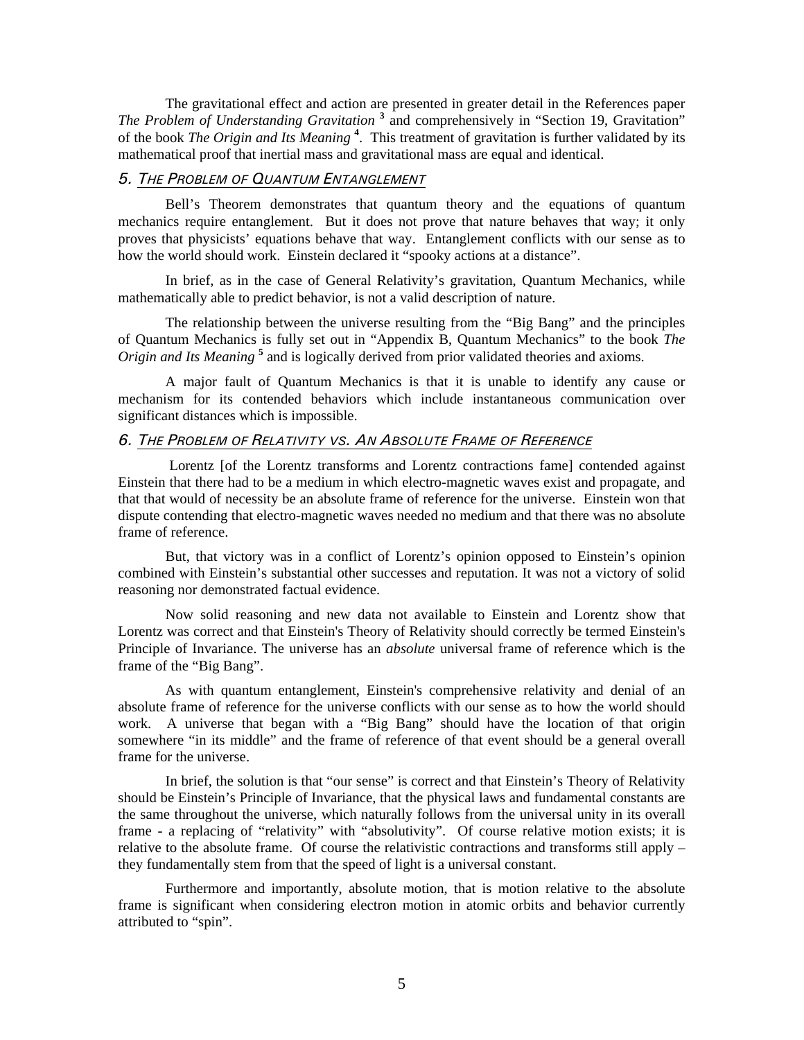The gravitational effect and action are presented in greater detail in the References paper *The Problem of Understanding Gravitation* [3] and comprehensively in "Section 19, Gravitation" of the book *The Origin and Its Meaning* [4]. This treatment of gravitation is further validated by its mathematical proof that inertial mass and gravitational mass are equal and identical.

## *5. The Problem of Quantum Entanglement*

Bell's Theorem demonstrates that quantum theory and the equations of quantum mechanics require entanglement. But it does not prove that nature behaves that way; it only proves that physicists' equations behave that way. Entanglement conflicts with our sense as to how the world should work. Einstein declared it "spooky actions at a distance".

In brief, as in the case of General Relativity's gravitation, Quantum Mechanics, while mathematically able to predict behavior, is not a valid description of nature.

The relationship between the universe resulting from the "Big Bang" and the principles of Quantum Mechanics is fully set out in "Appendix B, Quantum Mechanics" to the book *The Origin and Its Meaning* [5] and is logically derived from prior validated theories and axioms.

A major fault of Quantum Mechanics is that it is unable to identify any cause or mechanism for its contended behaviors which include instantaneous communication over significant distances which is impossible.

## *6. The Problem of Relativity vs. An Absolute Frame of Reference*

Lorentz [of the Lorentz transforms and Lorentz contractions fame] contended against Einstein that there had to be a medium in which electro-magnetic waves exist and propagate, and that that would of necessity be an absolute frame of reference for the universe. Einstein won that dispute contending that electro-magnetic waves needed no medium and that there was no absolute frame of reference.

But, that victory was in a conflict of Lorentz's opinion opposed to Einstein's opinion combined with Einstein's substantial other successes and reputation. It was not a victory of solid reasoning nor demonstrated factual evidence.

Now solid reasoning and new data not available to Einstein and Lorentz show that Lorentz was correct and that Einstein's Theory of Relativity should correctly be termed Einstein's Principle of Invariance. The universe has an *absolute* universal frame of reference which is the frame of the "Big Bang".

As with quantum entanglement, Einstein's comprehensive relativity and denial of an absolute frame of reference for the universe conflicts with our sense as to how the world should work. A universe that began with a "Big Bang" should have the location of that origin somewhere "in its middle" and the frame of reference of that event should be a general overall frame for the universe.

In brief, the solution is that "our sense" is correct and that Einstein's Theory of Relativity should be Einstein's Principle of Invariance, that the physical laws and fundamental constants are the same throughout the universe, which naturally follows from the universal unity in its overall frame - a replacing of "relativity" with "absolutivity". Of course relative motion exists; it is relative to the absolute frame. Of course the relativistic contractions and transforms still apply – they fundamentally stem from that the speed of light is a universal constant.

Furthermore and importantly, absolute motion, that is motion relative to the absolute frame is significant when considering electron motion in atomic orbits and behavior currently attributed to "spin".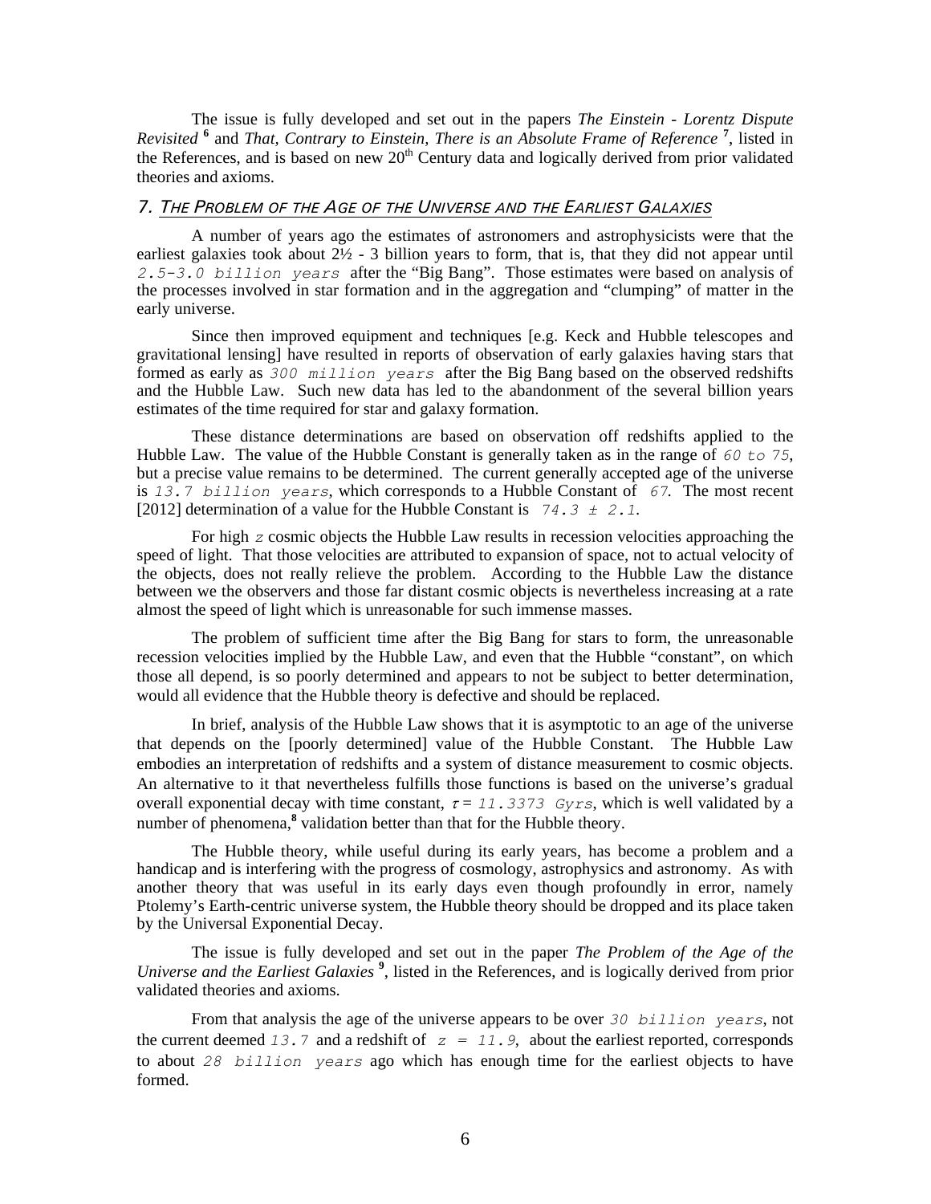The issue is fully developed and set out in the papers *The Einstein - Lorentz Dispute Revisited* [6] and *That, Contrary to Einstein, There is an Absolute Frame of Reference* [7], listed in the References, and is based on new 20th Century data and logically derived from prior validated theories and axioms.

## 7. The Problem of the Age of the Universe and the Earliest Galaxies

A number of years ago the estimates of astronomers and astrophysicists were that the earliest galaxies took about 2½ - 3 billion years to form, that is, that they did not appear until 2.5-3.0 billion years after the "Big Bang". Those estimates were based on analysis of the processes involved in star formation and in the aggregation and "clumping" of matter in the early universe.

Since then improved equipment and techniques [e.g. Keck and Hubble telescopes and gravitational lensing] have resulted in reports of observation of early galaxies having stars that formed as early as 300 million years after the Big Bang based on the observed redshifts and the Hubble Law. Such new data has led to the abandonment of the several billion years estimates of the time required for star and galaxy formation.

These distance determinations are based on observation off redshifts applied to the Hubble Law. The value of the Hubble Constant is generally taken as in the range of 60 to 75, but a precise value remains to be determined. The current generally accepted age of the universe is 13.7 billion years, which corresponds to a Hubble Constant of 67. The most recent [2012] determination of a value for the Hubble Constant is $74.3 \pm 2.1$.

For high $z$ cosmic objects the Hubble Law results in recession velocities approaching the speed of light. That those velocities are attributed to expansion of space, not to actual velocity of the objects, does not really relieve the problem. According to the Hubble Law the distance between we the observers and those far distant cosmic objects is nevertheless increasing at a rate almost the speed of light which is unreasonable for such immense masses.

The problem of sufficient time after the Big Bang for stars to form, the unreasonable recession velocities implied by the Hubble Law, and even that the Hubble "constant", on which those all depend, is so poorly determined and appears to not be subject to better determination, would all evidence that the Hubble theory is defective and should be replaced.

In brief, analysis of the Hubble Law shows that it is asymptotic to an age of the universe that depends on the [poorly determined] value of the Hubble Constant. The Hubble Law embodies an interpretation of redshifts and a system of distance measurement to cosmic objects. An alternative to it that nevertheless fulfills those functions is based on the universe's gradual overall exponential decay with time constant, $\tau = 11.3373$ Gyrs, which is well validated by a number of phenomena,[8] validation better than that for the Hubble theory.

The Hubble theory, while useful during its early years, has become a problem and a handicap and is interfering with the progress of cosmology, astrophysics and astronomy. As with another theory that was useful in its early days even though profoundly in error, namely Ptolemy's Earth-centric universe system, the Hubble theory should be dropped and its place taken by the Universal Exponential Decay.

The issue is fully developed and set out in the paper *The Problem of the Age of the Universe and the Earliest Galaxies* [9], listed in the References, and is logically derived from prior validated theories and axioms.

From that analysis the age of the universe appears to be over 30 billion years, not the current deemed 13.7 and a redshift of $z = 11.9$, about the earliest reported, corresponds to about 28 billion years ago which has enough time for the earliest objects to have formed.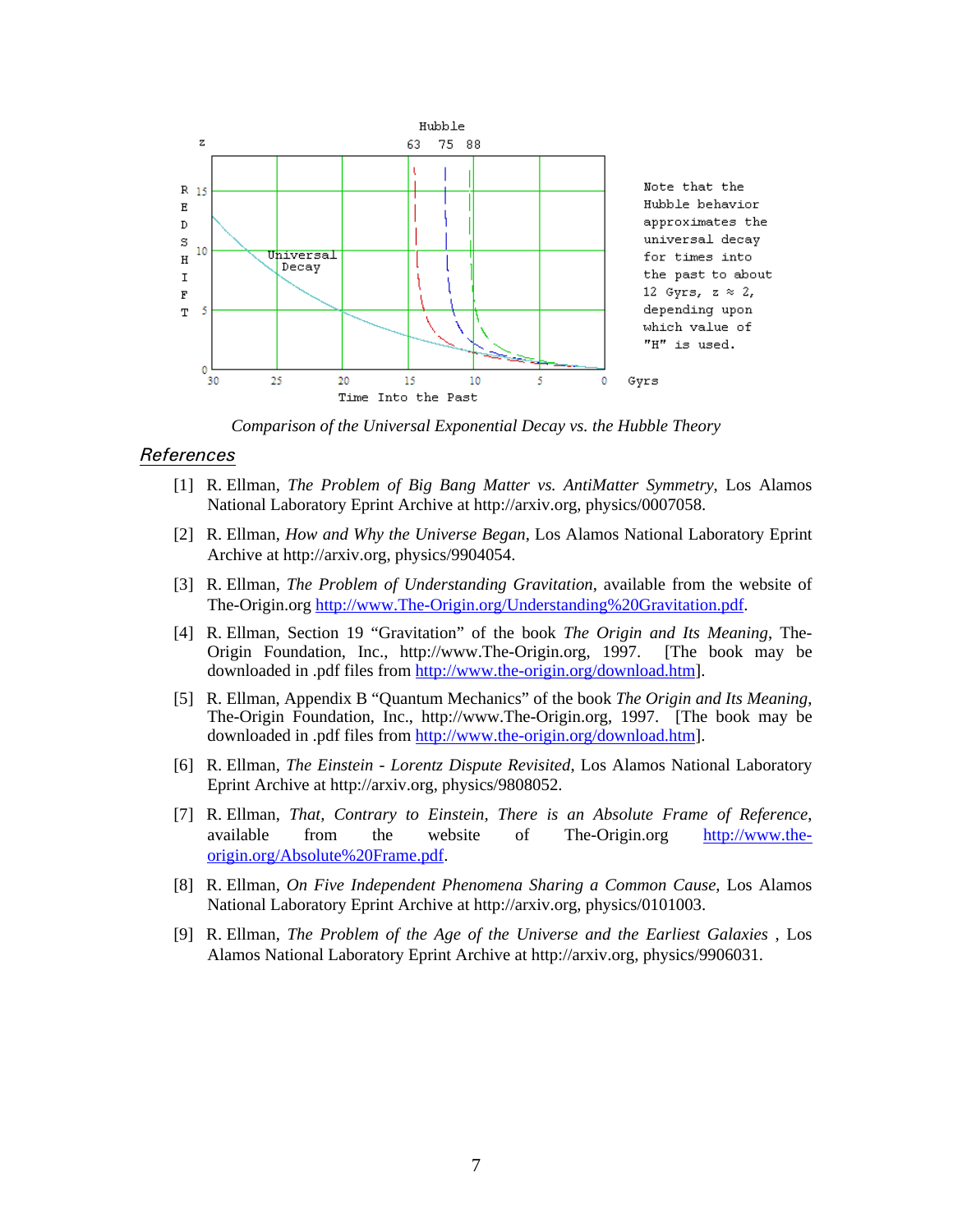Hubble

63 75 88

z

REDSHIFT

15

10

5

0

Universal Decay

30 25 20 15 10 5 0 Gyrs

Time Into the Past

Note that the Hubble behavior approximates the universal decay for times into the past to about 12 Gyrs, z ≈ 2, depending upon which value of "H" is used.

*Comparison of the Universal Exponential Decay vs. the Hubble Theory*

## References

[1] R. Ellman, *The Problem of Big Bang Matter vs. AntiMatter Symmetry*, Los Alamos National Laboratory Eprint Archive at http://arxiv.org, physics/0007058.

[2] R. Ellman, *How and Why the Universe Began*, Los Alamos National Laboratory Eprint Archive at http://arxiv.org, physics/9904054.

[3] R. Ellman, *The Problem of Understanding Gravitation*, available from the website of The-Origin.org http://www.The-Origin.org/Understanding%20Gravitation.pdf.

[4] R. Ellman, Section 19 "Gravitation" of the book *The Origin and Its Meaning*, The-Origin Foundation, Inc., http://www.The-Origin.org, 1997. [The book may be downloaded in .pdf files from http://www.the-origin.org/download.htm].

[5] R. Ellman, Appendix B "Quantum Mechanics" of the book *The Origin and Its Meaning*, The-Origin Foundation, Inc., http://www.The-Origin.org, 1997. [The book may be downloaded in .pdf files from http://www.the-origin.org/download.htm].

[6] R. Ellman, *The Einstein - Lorentz Dispute Revisited*, Los Alamos National Laboratory Eprint Archive at http://arxiv.org, physics/9808052.

[7] R. Ellman, *That, Contrary to Einstein, There is an Absolute Frame of Reference*, available from the website of The-Origin.org http://www.the-origin.org/Absolute%20Frame.pdf.

[8] R. Ellman, *On Five Independent Phenomena Sharing a Common Cause*, Los Alamos National Laboratory Eprint Archive at http://arxiv.org, physics/0101003.

[9] R. Ellman, *The Problem of the Age of the Universe and the Earliest Galaxies* , Los Alamos National Laboratory Eprint Archive at http://arxiv.org, physics/9906031.